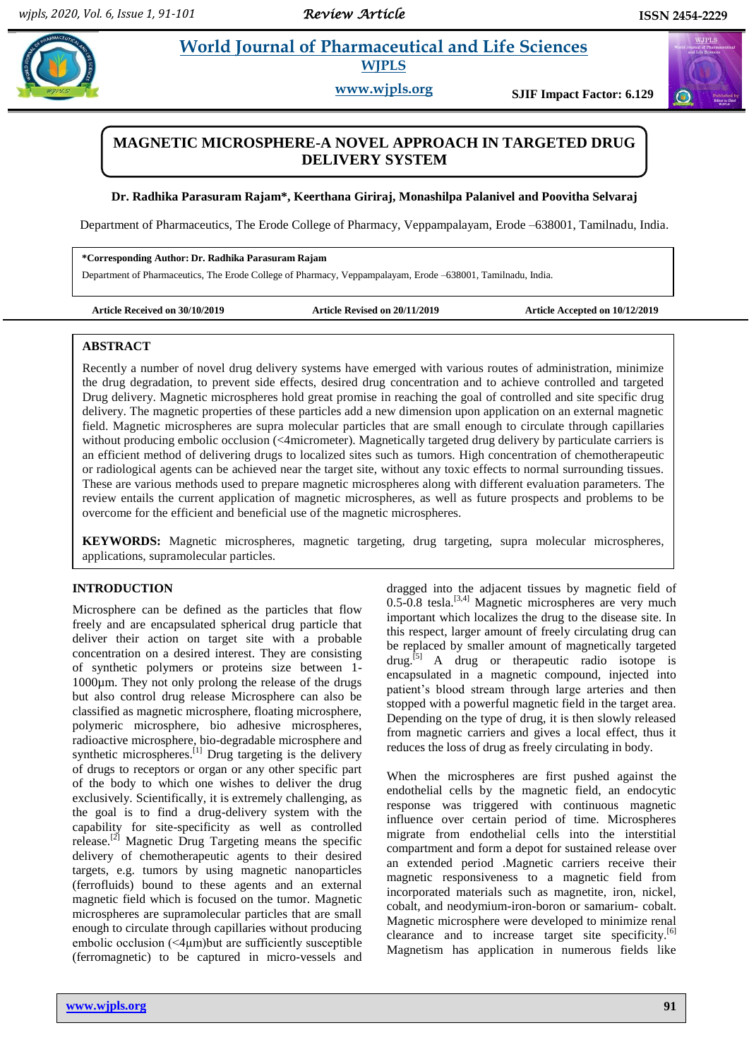# MAGNETIC MICROSPHERE-A NOVEL APPROACH IN TARGETED DRUG DELIVERY SYSTEM

**Dr. Radhika Parasuram Rajam\*, Keerthana Giriraj, Monashilpa Palanivel and Poovitha Selvaraj**

Department of Pharmaceutics, The Erode College of Pharmacy, Veppampalayam, Erode –638001, Tamilnadu, India.

**\*Corresponding Author: Dr. Radhika Parasuram Rajam**
Department of Pharmaceutics, The Erode College of Pharmacy, Veppampalayam, Erode –638001, Tamilnadu, India.

**Article Received on 30/10/2019** **Article Revised on 20/11/2019** **Article Accepted on 10/12/2019**

## ABSTRACT

Recently a number of novel drug delivery systems have emerged with various routes of administration, minimize the drug degradation, to prevent side effects, desired drug concentration and to achieve controlled and targeted Drug delivery. Magnetic microspheres hold great promise in reaching the goal of controlled and site specific drug delivery. The magnetic properties of these particles add a new dimension upon application on an external magnetic field. Magnetic microspheres are supra molecular particles that are small enough to circulate through capillaries without producing embolic occlusion (<4micrometer). Magnetically targeted drug delivery by particulate carriers is an efficient method of delivering drugs to localized sites such as tumors. High concentration of chemotherapeutic or radiological agents can be achieved near the target site, without any toxic effects to normal surrounding tissues. These are various methods used to prepare magnetic microspheres along with different evaluation parameters. The review entails the current application of magnetic microspheres, as well as future prospects and problems to be overcome for the efficient and beneficial use of the magnetic microspheres.

**KEYWORDS:** Magnetic microspheres, magnetic targeting, drug targeting, supra molecular microspheres, applications, supramolecular particles.

## INTRODUCTION

Microsphere can be defined as the particles that flow freely and are encapsulated spherical drug particle that deliver their action on target site with a probable concentration on a desired interest. They are consisting of synthetic polymers or proteins size between 1-1000µm. They not only prolong the release of the drugs but also control drug release Microsphere can also be classified as magnetic microsphere, floating microsphere, polymeric microsphere, bio adhesive microspheres, radioactive microsphere, bio-degradable microsphere and synthetic microspheres.[1] Drug targeting is the delivery of drugs to receptors or organ or any other specific part of the body to which one wishes to deliver the drug exclusively. Scientifically, it is extremely challenging, as the goal is to find a drug-delivery system with the capability for site-specificity as well as controlled release.[2] Magnetic Drug Targeting means the specific delivery of chemotherapeutic agents to their desired targets, e.g. tumors by using magnetic nanoparticles (ferrofluids) bound to these agents and an external magnetic field which is focused on the tumor. Magnetic microspheres are supramolecular particles that are small enough to circulate through capillaries without producing embolic occlusion (<4µm)but are sufficiently susceptible (ferromagnetic) to be captured in micro-vessels and dragged into the adjacent tissues by magnetic field of 0.5-0.8 tesla.[3,4] Magnetic microspheres are very much important which localizes the drug to the disease site. In this respect, larger amount of freely circulating drug can be replaced by smaller amount of magnetically targeted drug.[5] A drug or therapeutic radio isotope is encapsulated in a magnetic compound, injected into patient's blood stream through large arteries and then stopped with a powerful magnetic field in the target area. Depending on the type of drug, it is then slowly released from magnetic carriers and gives a local effect, thus it reduces the loss of drug as freely circulating in body.

When the microspheres are first pushed against the endothelial cells by the magnetic field, an endocytic response was triggered with continuous magnetic influence over certain period of time. Microspheres migrate from endothelial cells into the interstitial compartment and form a depot for sustained release over an extended period .Magnetic carriers receive their magnetic responsiveness to a magnetic field from incorporated materials such as magnetite, iron, nickel, cobalt, and neodymium-iron-boron or samarium- cobalt. Magnetic microsphere were developed to minimize renal clearance and to increase target site specificity.[6] Magnetism has application in numerous fields like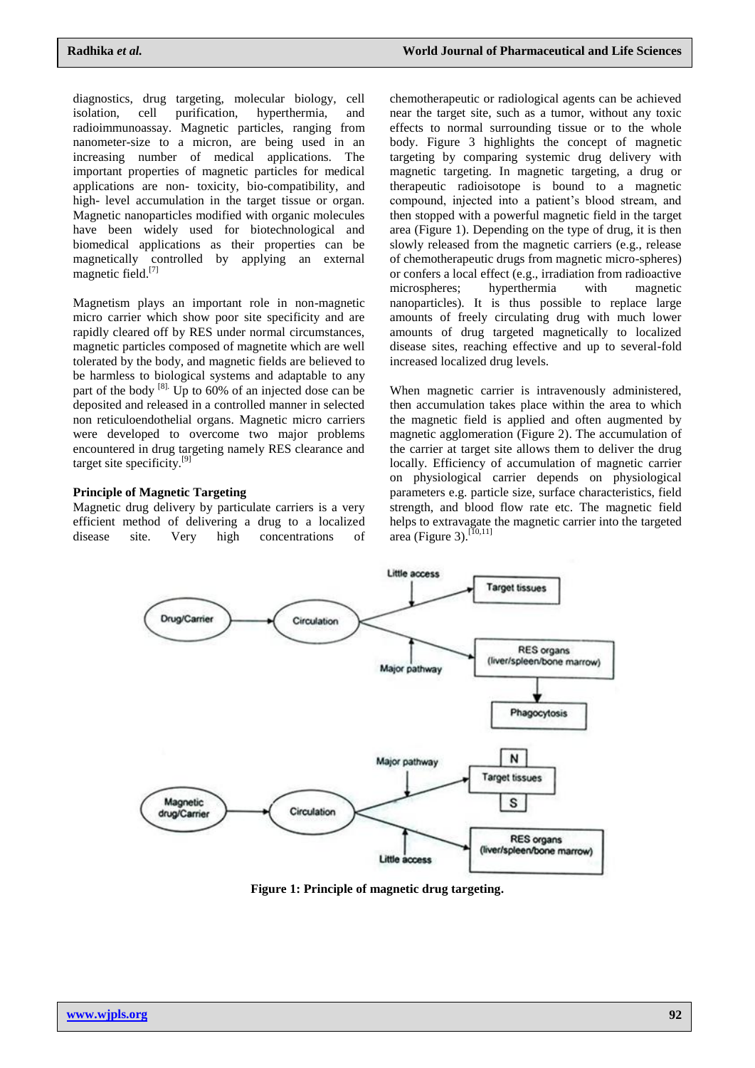diagnostics, drug targeting, molecular biology, cell isolation, cell purification, hyperthermia, and radioimmunoassay. Magnetic particles, ranging from nanometer-size to a micron, are being used in an increasing number of medical applications. The important properties of magnetic particles for medical applications are non- toxicity, bio-compatibility, and high- level accumulation in the target tissue or organ. Magnetic nanoparticles modified with organic molecules have been widely used for biotechnological and biomedical applications as their properties can be magnetically controlled by applying an external magnetic field.[7]

Magnetism plays an important role in non-magnetic micro carrier which show poor site specificity and are rapidly cleared off by RES under normal circumstances, magnetic particles composed of magnetite which are well tolerated by the body, and magnetic fields are believed to be harmless to biological systems and adaptable to any part of the body [8]. Up to 60% of an injected dose can be deposited and released in a controlled manner in selected non reticuloendothelial organs. Magnetic micro carriers were developed to overcome two major problems encountered in drug targeting namely RES clearance and target site specificity.[9]

**Principle of Magnetic Targeting**

Magnetic drug delivery by particulate carriers is a very efficient method of delivering a drug to a localized disease site. Very high concentrations of chemotherapeutic or radiological agents can be achieved near the target site, such as a tumor, without any toxic effects to normal surrounding tissue or to the whole body. Figure 3 highlights the concept of magnetic targeting by comparing systemic drug delivery with magnetic targeting. In magnetic targeting, a drug or therapeutic radioisotope is bound to a magnetic compound, injected into a patient's blood stream, and then stopped with a powerful magnetic field in the target area (Figure 1). Depending on the type of drug, it is then slowly released from the magnetic carriers (e.g., release of chemotherapeutic drugs from magnetic micro-spheres) or confers a local effect (e.g., irradiation from radioactive microspheres; hyperthermia with magnetic nanoparticles). It is thus possible to replace large amounts of freely circulating drug with much lower amounts of drug targeted magnetically to localized disease sites, reaching effective and up to several-fold increased localized drug levels.

When magnetic carrier is intravenously administered, then accumulation takes place within the area to which the magnetic field is applied and often augmented by magnetic agglomeration (Figure 2). The accumulation of the carrier at target site allows them to deliver the drug locally. Efficiency of accumulation of magnetic carrier on physiological carrier depends on physiological parameters e.g. particle size, surface characteristics, field strength, and blood flow rate etc. The magnetic field helps to extravagate the magnetic carrier into the targeted area (Figure 3).[10,11]

**Figure 1: Principle of magnetic drug targeting.**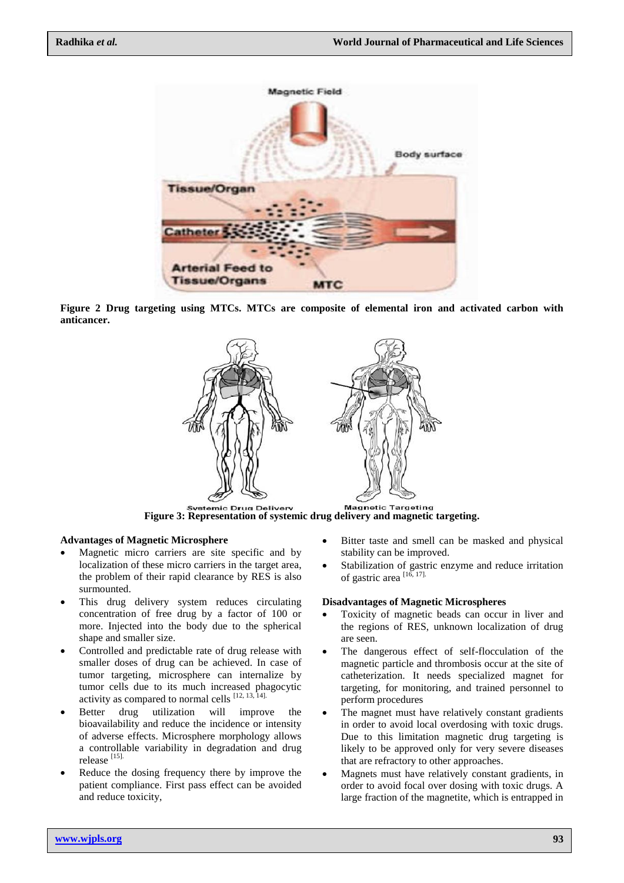Figure 2 Drug targeting using MTCs. MTCs are composite of elemental iron and activated carbon with anticancer.

Figure 3: Representation of systemic drug delivery and magnetic targeting.

### Advantages of Magnetic Microsphere

- Magnetic micro carriers are site specific and by localization of these micro carriers in the target area, the problem of their rapid clearance by RES is also surmounted.
- This drug delivery system reduces circulating concentration of free drug by a factor of 100 or more. Injected into the body due to the spherical shape and smaller size.
- Controlled and predictable rate of drug release with smaller doses of drug can be achieved. In case of tumor targeting, microsphere can internalize by tumor cells due to its much increased phagocytic activity as compared to normal cells [12, 13, 14].
- Better drug utilization will improve the bioavailability and reduce the incidence or intensity of adverse effects. Microsphere morphology allows a controllable variability in degradation and drug release [15].
- Reduce the dosing frequency there by improve the patient compliance. First pass effect can be avoided and reduce toxicity,
- Bitter taste and smell can be masked and physical stability can be improved.
- Stabilization of gastric enzyme and reduce irritation of gastric area [16, 17].

### Disadvantages of Magnetic Microspheres

- Toxicity of magnetic beads can occur in liver and the regions of RES, unknown localization of drug are seen.
- The dangerous effect of self-flocculation of the magnetic particle and thrombosis occur at the site of catheterization. It needs specialized magnet for targeting, for monitoring, and trained personnel to perform procedures
- The magnet must have relatively constant gradients in order to avoid local overdosing with toxic drugs. Due to this limitation magnetic drug targeting is likely to be approved only for very severe diseases that are refractory to other approaches.
- Magnets must have relatively constant gradients, in order to avoid focal over dosing with toxic drugs. A large fraction of the magnetite, which is entrapped in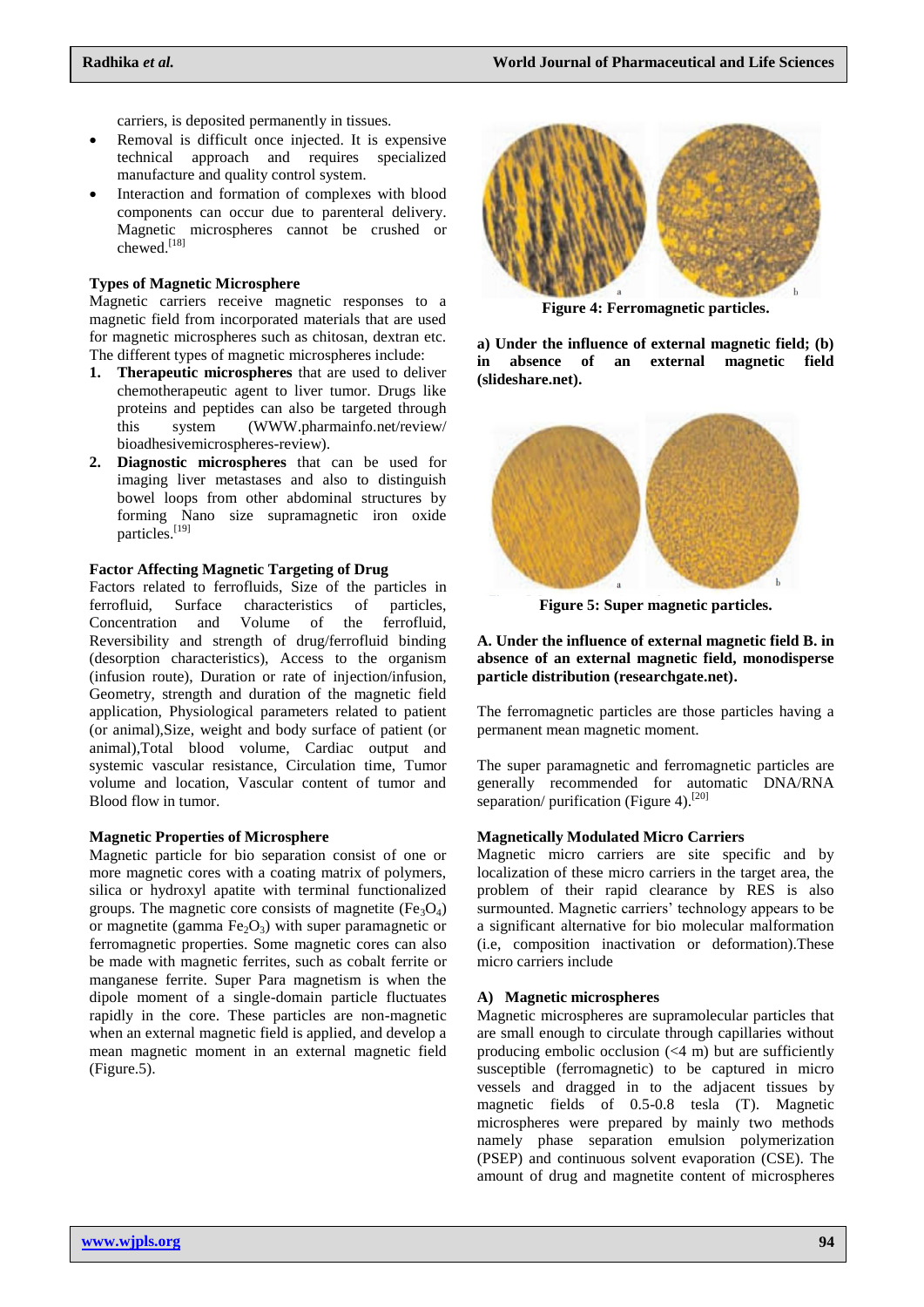carriers, is deposited permanently in tissues.

- Removal is difficult once injected. It is expensive technical approach and requires specialized manufacture and quality control system.
- Interaction and formation of complexes with blood components can occur due to parenteral delivery. Magnetic microspheres cannot be crushed or chewed.[18]

### Types of Magnetic Microsphere

Magnetic carriers receive magnetic responses to a magnetic field from incorporated materials that are used for magnetic microspheres such as chitosan, dextran etc. The different types of magnetic microspheres include:

1. **Therapeutic microspheres** that are used to deliver chemotherapeutic agent to liver tumor. Drugs like proteins and peptides can also be targeted through this system (WWW.pharmainfo.net/review/ bioadhesivemicrospheres-review).
2. **Diagnostic microspheres** that can be used for imaging liver metastases and also to distinguish bowel loops from other abdominal structures by forming Nano size supramagnetic iron oxide particles.[19]

### Factor Affecting Magnetic Targeting of Drug

Factors related to ferrofluids, Size of the particles in ferrofluid, Surface characteristics of particles, Concentration and Volume of the ferrofluid, Reversibility and strength of drug/ferrofluid binding (desorption characteristics), Access to the organism (infusion route), Duration or rate of injection/infusion, Geometry, strength and duration of the magnetic field application, Physiological parameters related to patient (or animal),Size, weight and body surface of patient (or animal),Total blood volume, Cardiac output and systemic vascular resistance, Circulation time, Tumor volume and location, Vascular content of tumor and Blood flow in tumor.

### Magnetic Properties of Microsphere

Magnetic particle for bio separation consist of one or more magnetic cores with a coating matrix of polymers, silica or hydroxyl apatite with terminal functionalized groups. The magnetic core consists of magnetite ($Fe_3O_4$) or magnetite (gamma $Fe_2O_3$) with super paramagnetic or ferromagnetic properties. Some magnetic cores can also be made with magnetic ferrites, such as cobalt ferrite or manganese ferrite. Super Para magnetism is when the dipole moment of a single-domain particle fluctuates rapidly in the core. These particles are non-magnetic when an external magnetic field is applied, and develop a mean magnetic moment in an external magnetic field (Figure.5).

**Figure 4: Ferromagnetic particles.**

**a) Under the influence of external magnetic field; (b) in absence of an external magnetic field (slideshare.net).**

**Figure 5: Super magnetic particles.**

**A. Under the influence of external magnetic field B. in absence of an external magnetic field, monodisperse particle distribution (researchgate.net).**

The ferromagnetic particles are those particles having a permanent mean magnetic moment.

The super paramagnetic and ferromagnetic particles are generally recommended for automatic DNA/RNA separation/ purification (Figure 4).[20]

### Magnetically Modulated Micro Carriers

Magnetic micro carriers are site specific and by localization of these micro carriers in the target area, the problem of their rapid clearance by RES is also surmounted. Magnetic carriers' technology appears to be a significant alternative for bio molecular malformation (i.e, composition inactivation or deformation).These micro carriers include

#### A) Magnetic microspheres

Magnetic microspheres are supramolecular particles that are small enough to circulate through capillaries without producing embolic occlusion (<4 m) but are sufficiently susceptible (ferromagnetic) to be captured in micro vessels and dragged in to the adjacent tissues by magnetic fields of 0.5-0.8 tesla (T). Magnetic microspheres were prepared by mainly two methods namely phase separation emulsion polymerization (PSEP) and continuous solvent evaporation (CSE). The amount of drug and magnetite content of microspheres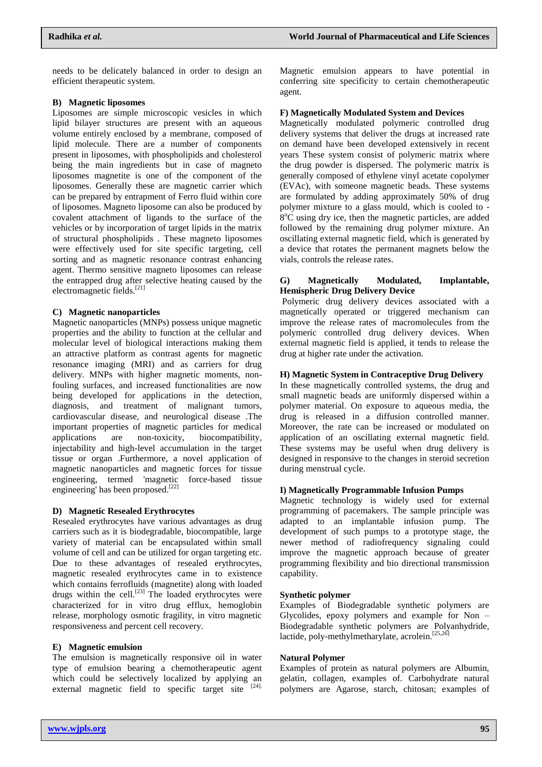needs to be delicately balanced in order to design an efficient therapeutic system.

**B) Magnetic liposomes**

Liposomes are simple microscopic vesicles in which lipid bilayer structures are present with an aqueous volume entirely enclosed by a membrane, composed of lipid molecule. There are a number of components present in liposomes, with phospholipids and cholesterol being the main ingredients but in case of magneto liposomes magnetite is one of the component of the liposomes. Generally these are magnetic carrier which can be prepared by entrapment of Ferro fluid within core of liposomes. Magneto liposome can also be produced by covalent attachment of ligands to the surface of the vehicles or by incorporation of target lipids in the matrix of structural phospholipids . These magneto liposomes were effectively used for site specific targeting, cell sorting and as magnetic resonance contrast enhancing agent. Thermo sensitive magneto liposomes can release the entrapped drug after selective heating caused by the electromagnetic fields.[21]

**C) Magnetic nanoparticles**

Magnetic nanoparticles (MNPs) possess unique magnetic properties and the ability to function at the cellular and molecular level of biological interactions making them an attractive platform as contrast agents for magnetic resonance imaging (MRI) and as carriers for drug delivery. MNPs with higher magnetic moments, non-fouling surfaces, and increased functionalities are now being developed for applications in the detection, diagnosis, and treatment of malignant tumors, cardiovascular disease, and neurological disease .The important properties of magnetic particles for medical applications are non-toxicity, biocompatibility, injectability and high-level accumulation in the target tissue or organ .Furthermore, a novel application of magnetic nanoparticles and magnetic forces for tissue engineering, termed 'magnetic force-based tissue engineering' has been proposed.[22]

**D) Magnetic Resealed Erythrocytes**

Resealed erythrocytes have various advantages as drug carriers such as it is biodegradable, biocompatible, large variety of material can be encapsulated within small volume of cell and can be utilized for organ targeting etc. Due to these advantages of resealed erythrocytes, magnetic resealed erythrocytes came in to existence which contains ferrofluids (magnetite) along with loaded drugs within the cell.[23] The loaded erythrocytes were characterized for in vitro drug efflux, hemoglobin release, morphology osmotic fragility, in vitro magnetic responsiveness and percent cell recovery.

**E) Magnetic emulsion**

The emulsion is magnetically responsive oil in water type of emulsion bearing a chemotherapeutic agent which could be selectively localized by applying an external magnetic field to specific target site [24]. Magnetic emulsion appears to have potential in conferring site specificity to certain chemotherapeutic agent.

**F) Magnetically Modulated System and Devices**

Magnetically modulated polymeric controlled drug delivery systems that deliver the drugs at increased rate on demand have been developed extensively in recent years These system consist of polymeric matrix where the drug powder is dispersed. The polymeric matrix is generally composed of ethylene vinyl acetate copolymer (EVAc), with someone magnetic beads. These systems are formulated by adding approximately 50% of drug polymer mixture to a glass mould, which is cooled to -8$^{o}$C using dry ice, then the magnetic particles, are added followed by the remaining drug polymer mixture. An oscillating external magnetic field, which is generated by a device that rotates the permanent magnets below the vials, controls the release rates.

**G) Magnetically Modulated, Implantable, Hemispheric Drug Delivery Device**

Polymeric drug delivery devices associated with a magnetically operated or triggered mechanism can improve the release rates of macromolecules from the polymeric controlled drug delivery devices. When external magnetic field is applied, it tends to release the drug at higher rate under the activation.

**H) Magnetic System in Contraceptive Drug Delivery**

In these magnetically controlled systems, the drug and small magnetic beads are uniformly dispersed within a polymer material. On exposure to aqueous media, the drug is released in a diffusion controlled manner. Moreover, the rate can be increased or modulated on application of an oscillating external magnetic field. These systems may be useful when drug delivery is designed in responsive to the changes in steroid secretion during menstrual cycle.

**I) Magnetically Programmable Infusion Pumps**

Magnetic technology is widely used for external programming of pacemakers. The sample principle was adapted to an implantable infusion pump. The development of such pumps to a prototype stage, the newer method of radiofrequency signaling could improve the magnetic approach because of greater programming flexibility and bio directional transmission capability.

**Synthetic polymer**

Examples of Biodegradable synthetic polymers are Glycolides, epoxy polymers and example for Non – Biodegradable synthetic polymers are Polyanhydride, lactide, poly-methylmetharylate, acrolein.[25,26]

**Natural Polymer**

Examples of protein as natural polymers are Albumin, gelatin, collagen, examples of. Carbohydrate natural polymers are Agarose, starch, chitosan; examples of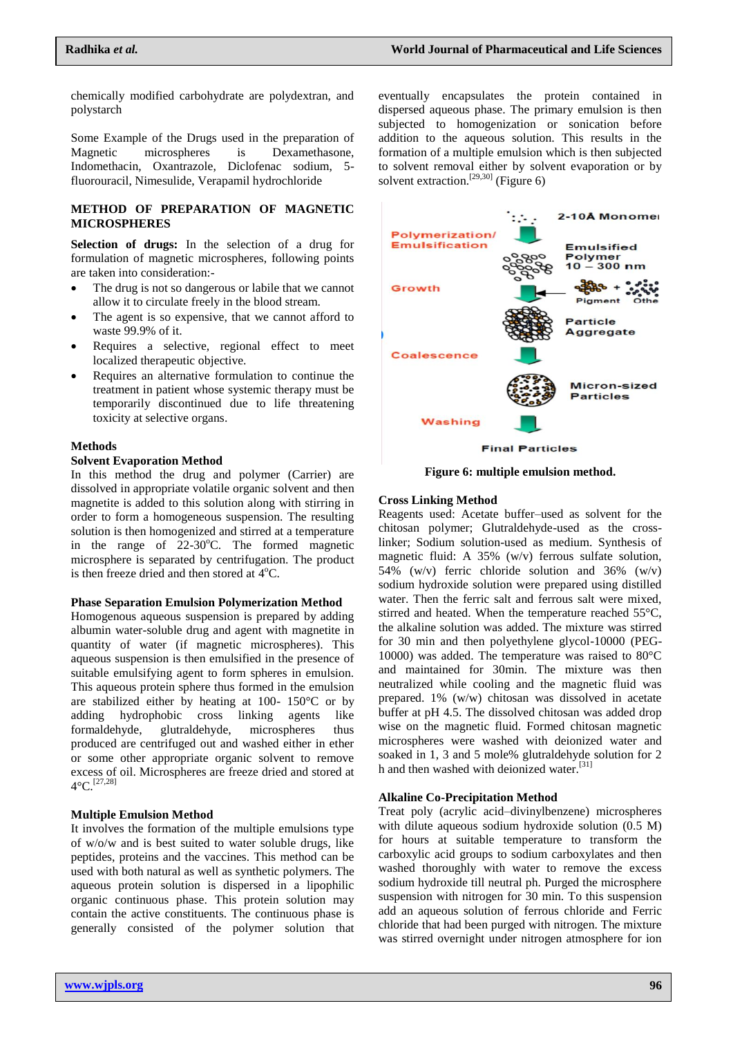chemically modified carbohydrate are polydextran, and polystarch

Some Example of the Drugs used in the preparation of Magnetic microspheres is Dexamethasone, Indomethacin, Oxantrazole, Diclofenac sodium, 5-fluorouracil, Nimesulide, Verapamil hydrochloride

## METHOD OF PREPARATION OF MAGNETIC MICROSPHERES

**Selection of drugs:** In the selection of a drug for formulation of magnetic microspheres, following points are taken into consideration:-

- The drug is not so dangerous or labile that we cannot allow it to circulate freely in the blood stream.
- The agent is so expensive, that we cannot afford to waste 99.9% of it.
- Requires a selective, regional effect to meet localized therapeutic objective.
- Requires an alternative formulation to continue the treatment in patient whose systemic therapy must be temporarily discontinued due to life threatening toxicity at selective organs.

### Methods

**Solvent Evaporation Method**

In this method the drug and polymer (Carrier) are dissolved in appropriate volatile organic solvent and then magnetite is added to this solution along with stirring in order to form a homogeneous suspension. The resulting solution is then homogenized and stirred at a temperature in the range of 22-30°C. The formed magnetic microsphere is separated by centrifugation. The product is then freeze dried and then stored at 4°C.

**Phase Separation Emulsion Polymerization Method**

Homogenous aqueous suspension is prepared by adding albumin water-soluble drug and agent with magnetite in quantity of water (if magnetic microspheres). This aqueous suspension is then emulsified in the presence of suitable emulsifying agent to form spheres in emulsion. This aqueous protein sphere thus formed in the emulsion are stabilized either by heating at 100- 150°C or by adding hydrophobic cross linking agents like formaldehyde, glutraldehyde, microspheres thus produced are centrifuged out and washed either in ether or some other appropriate organic solvent to remove excess of oil. Microspheres are freeze dried and stored at 4°C.[27,28]

**Multiple Emulsion Method**

It involves the formation of the multiple emulsions type of w/o/w and is best suited to water soluble drugs, like peptides, proteins and the vaccines. This method can be used with both natural as well as synthetic polymers. The aqueous protein solution is dispersed in a lipophilic organic continuous phase. This protein solution may contain the active constituents. The continuous phase is generally consisted of the polymer solution that eventually encapsulates the protein contained in dispersed aqueous phase. The primary emulsion is then subjected to homogenization or sonication before addition to the aqueous solution. This results in the formation of a multiple emulsion which is then subjected to solvent removal either by solvent evaporation or by solvent extraction.[29,30] (Figure 6)

Figure 6: multiple emulsion method.

**Cross Linking Method**

Reagents used: Acetate buffer–used as solvent for the chitosan polymer; Glutraldehyde-used as the cross-linker; Sodium solution-used as medium. Synthesis of magnetic fluid: A 35% (w/v) ferrous sulfate solution, 54% (w/v) ferric chloride solution and 36% (w/v) sodium hydroxide solution were prepared using distilled water. Then the ferric salt and ferrous salt were mixed, stirred and heated. When the temperature reached 55°C, the alkaline solution was added. The mixture was stirred for 30 min and then polyethylene glycol-10000 (PEG-10000) was added. The temperature was raised to 80°C and maintained for 30min. The mixture was then neutralized while cooling and the magnetic fluid was prepared. 1% (w/w) chitosan was dissolved in acetate buffer at pH 4.5. The dissolved chitosan was added drop wise on the magnetic fluid. Formed chitosan magnetic microspheres were washed with deionized water and soaked in 1, 3 and 5 mole% glutraldehyde solution for 2 h and then washed with deionized water.[31]

**Alkaline Co-Precipitation Method**

Treat poly (acrylic acid–divinylbenzene) microspheres with dilute aqueous sodium hydroxide solution (0.5 M) for hours at suitable temperature to transform the carboxylic acid groups to sodium carboxylates and then washed thoroughly with water to remove the excess sodium hydroxide till neutral ph. Purged the microsphere suspension with nitrogen for 30 min. To this suspension add an aqueous solution of ferrous chloride and Ferric chloride that had been purged with nitrogen. The mixture was stirred overnight under nitrogen atmosphere for ion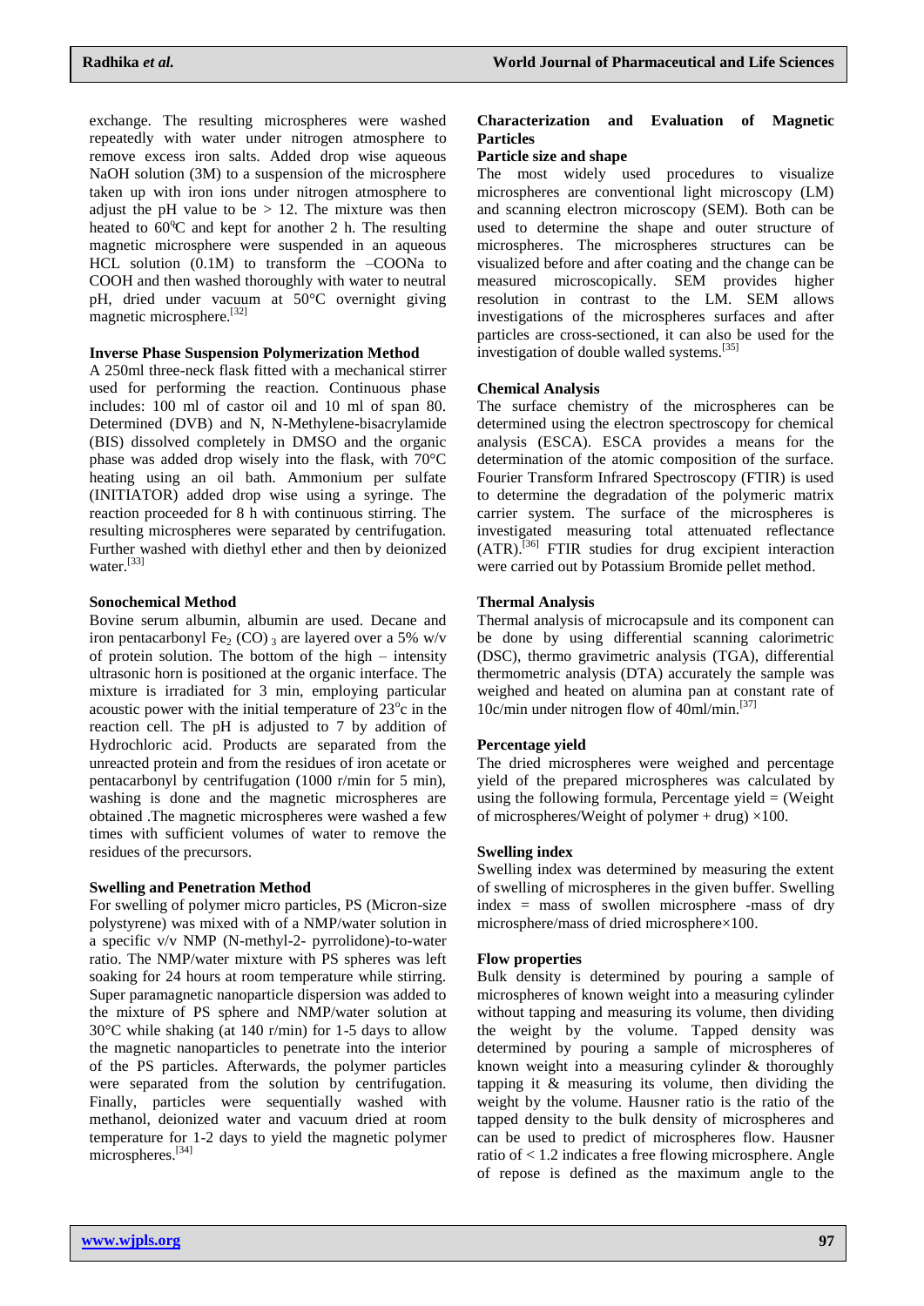exchange. The resulting microspheres were washed repeatedly with water under nitrogen atmosphere to remove excess iron salts. Added drop wise aqueous NaOH solution (3M) to a suspension of the microsphere taken up with iron ions under nitrogen atmosphere to adjust the pH value to be > 12. The mixture was then heated to 60$^0$C and kept for another 2 h. The resulting magnetic microsphere were suspended in an aqueous HCL solution (0.1M) to transform the –COONa to COOH and then washed thoroughly with water to neutral pH, dried under vacuum at 50°C overnight giving magnetic microsphere.[32]

### Inverse Phase Suspension Polymerization Method

A 250ml three-neck flask fitted with a mechanical stirrer used for performing the reaction. Continuous phase includes: 100 ml of castor oil and 10 ml of span 80. Determined (DVB) and N, N-Methylene-bisacrylamide (BIS) dissolved completely in DMSO and the organic phase was added drop wisely into the flask, with 70°C heating using an oil bath. Ammonium per sulfate (INITIATOR) added drop wise using a syringe. The reaction proceeded for 8 h with continuous stirring. The resulting microspheres were separated by centrifugation. Further washed with diethyl ether and then by deionized water.[33]

### Sonochemical Method

Bovine serum albumin, albumin are used. Decane and iron pentacarbonyl $Fe_2(CO)_3$ are layered over a 5% w/v of protein solution. The bottom of the high – intensity ultrasonic horn is positioned at the organic interface. The mixture is irradiated for 3 min, employing particular acoustic power with the initial temperature of 23$^o$c in the reaction cell. The pH is adjusted to 7 by addition of Hydrochloric acid. Products are separated from the unreacted protein and from the residues of iron acetate or pentacarbonyl by centrifugation (1000 r/min for 5 min), washing is done and the magnetic microspheres are obtained .The magnetic microspheres were washed a few times with sufficient volumes of water to remove the residues of the precursors.

### Swelling and Penetration Method

For swelling of polymer micro particles, PS (Micron-size polystyrene) was mixed with of a NMP/water solution in a specific v/v NMP (N-methyl-2- pyrrolidone)-to-water ratio. The NMP/water mixture with PS spheres was left soaking for 24 hours at room temperature while stirring. Super paramagnetic nanoparticle dispersion was added to the mixture of PS sphere and NMP/water solution at 30°C while shaking (at 140 r/min) for 1-5 days to allow the magnetic nanoparticles to penetrate into the interior of the PS particles. Afterwards, the polymer particles were separated from the solution by centrifugation. Finally, particles were sequentially washed with methanol, deionized water and vacuum dried at room temperature for 1-2 days to yield the magnetic polymer microspheres.[34]

## Characterization and Evaluation of Magnetic Particles

### Particle size and shape

The most widely used procedures to visualize microspheres are conventional light microscopy (LM) and scanning electron microscopy (SEM). Both can be used to determine the shape and outer structure of microspheres. The microspheres structures can be visualized before and after coating and the change can be measured microscopically. SEM provides higher resolution in contrast to the LM. SEM allows investigations of the microspheres surfaces and after particles are cross-sectioned, it can also be used for the investigation of double walled systems.[35]

### Chemical Analysis

The surface chemistry of the microspheres can be determined using the electron spectroscopy for chemical analysis (ESCA). ESCA provides a means for the determination of the atomic composition of the surface. Fourier Transform Infrared Spectroscopy (FTIR) is used to determine the degradation of the polymeric matrix carrier system. The surface of the microspheres is investigated measuring total attenuated reflectance (ATR).[36] FTIR studies for drug excipient interaction were carried out by Potassium Bromide pellet method.

### Thermal Analysis

Thermal analysis of microcapsule and its component can be done by using differential scanning calorimetric (DSC), thermo gravimetric analysis (TGA), differential thermometric analysis (DTA) accurately the sample was weighed and heated on alumina pan at constant rate of 10c/min under nitrogen flow of 40ml/min.[37]

### Percentage yield

The dried microspheres were weighed and percentage yield of the prepared microspheres was calculated by using the following formula, Percentage yield = (Weight of microspheres/Weight of polymer + drug) ×100.

### Swelling index

Swelling index was determined by measuring the extent of swelling of microspheres in the given buffer. Swelling index = mass of swollen microsphere -mass of dry microsphere/mass of dried microsphere×100.

### Flow properties

Bulk density is determined by pouring a sample of microspheres of known weight into a measuring cylinder without tapping and measuring its volume, then dividing the weight by the volume. Tapped density was determined by pouring a sample of microspheres of known weight into a measuring cylinder & thoroughly tapping it & measuring its volume, then dividing the weight by the volume. Hausner ratio is the ratio of the tapped density to the bulk density of microspheres and can be used to predict of microspheres flow. Hausner ratio of < 1.2 indicates a free flowing microsphere. Angle of repose is defined as the maximum angle to the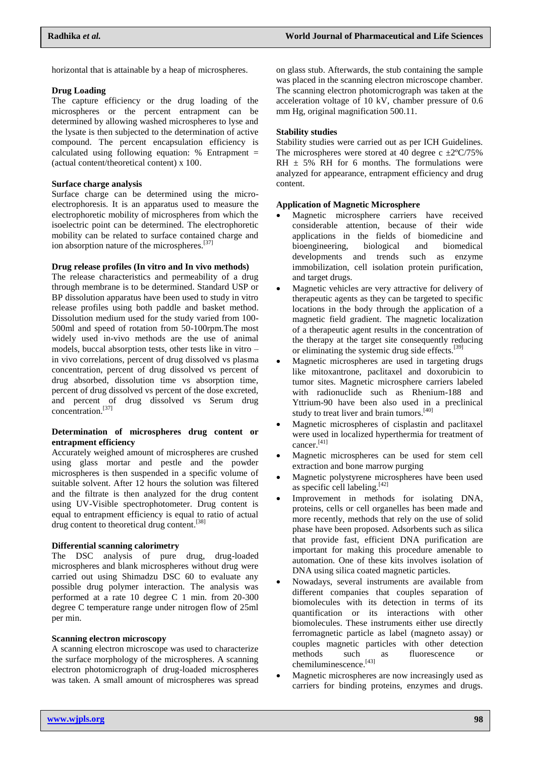horizontal that is attainable by a heap of microspheres.

**Drug Loading**

The capture efficiency or the drug loading of the microspheres or the percent entrapment can be determined by allowing washed microspheres to lyse and the lysate is then subjected to the determination of active compound. The percent encapsulation efficiency is calculated using following equation: % Entrapment = (actual content/theoretical content) x 100.

**Surface charge analysis**

Surface charge can be determined using the micro-electrophoresis. It is an apparatus used to measure the electrophoretic mobility of microspheres from which the isoelectric point can be determined. The electrophoretic mobility can be related to surface contained charge and ion absorption nature of the microspheres.[37]

**Drug release profiles (In vitro and In vivo methods)**

The release characteristics and permeability of a drug through membrane is to be determined. Standard USP or BP dissolution apparatus have been used to study in vitro release profiles using both paddle and basket method. Dissolution medium used for the study varied from 100-500ml and speed of rotation from 50-100rpm.The most widely used in-vivo methods are the use of animal models, buccal absorption tests, other tests like in vitro – in vivo correlations, percent of drug dissolved vs plasma concentration, percent of drug dissolved vs percent of drug absorbed, dissolution time vs absorption time, percent of drug dissolved vs percent of the dose excreted, and percent of drug dissolved vs Serum drug concentration.[37]

**Determination of microspheres drug content or entrapment efficiency**

Accurately weighed amount of microspheres are crushed using glass mortar and pestle and the powder microspheres is then suspended in a specific volume of suitable solvent. After 12 hours the solution was filtered and the filtrate is then analyzed for the drug content using UV-Visible spectrophotometer. Drug content is equal to entrapment efficiency is equal to ratio of actual drug content to theoretical drug content.[38]

**Differential scanning calorimetry**

The DSC analysis of pure drug, drug-loaded microspheres and blank microspheres without drug were carried out using Shimadzu DSC 60 to evaluate any possible drug polymer interaction. The analysis was performed at a rate 10 degree C 1 min. from 20-300 degree C temperature range under nitrogen flow of 25ml per min.

**Scanning electron microscopy**

A scanning electron microscope was used to characterize the surface morphology of the microspheres. A scanning electron photomicrograph of drug-loaded microspheres was taken. A small amount of microspheres was spread on glass stub. Afterwards, the stub containing the sample was placed in the scanning electron microscope chamber. The scanning electron photomicrograph was taken at the acceleration voltage of 10 kV, chamber pressure of 0.6 mm Hg, original magnification 500.11.

**Stability studies**

Stability studies were carried out as per ICH Guidelines. The microspheres were stored at 40 degree c ±2ºC/75% RH ± 5% RH for 6 months. The formulations were analyzed for appearance, entrapment efficiency and drug content.

**Application of Magnetic Microsphere**

- Magnetic microsphere carriers have received considerable attention, because of their wide applications in the fields of biomedicine and bioengineering, biological and biomedical developments and trends such as enzyme immobilization, cell isolation protein purification, and target drugs.
- Magnetic vehicles are very attractive for delivery of therapeutic agents as they can be targeted to specific locations in the body through the application of a magnetic field gradient. The magnetic localization of a therapeutic agent results in the concentration of the therapy at the target site consequently reducing or eliminating the systemic drug side effects.[39]
- Magnetic microspheres are used in targeting drugs like mitoxantrone, paclitaxel and doxorubicin to tumor sites. Magnetic microsphere carriers labeled with radionuclide such as Rhenium-188 and Yttrium-90 have been also used in a preclinical study to treat liver and brain tumors.[40]
- Magnetic microspheres of cisplastin and paclitaxel were used in localized hyperthermia for treatment of cancer.[41]
- Magnetic microspheres can be used for stem cell extraction and bone marrow purging
- Magnetic polystyrene microspheres have been used as specific cell labeling.[42]
- Improvement in methods for isolating DNA, proteins, cells or cell organelles has been made and more recently, methods that rely on the use of solid phase have been proposed. Adsorbents such as silica that provide fast, efficient DNA purification are important for making this procedure amenable to automation. One of these kits involves isolation of DNA using silica coated magnetic particles.
- Nowadays, several instruments are available from different companies that couples separation of biomolecules with its detection in terms of its quantification or its interactions with other biomolecules. These instruments either use directly ferromagnetic particle as label (magneto assay) or couples magnetic particles with other detection methods such as fluorescence or chemiluminescence.[43]
- Magnetic microspheres are now increasingly used as carriers for binding proteins, enzymes and drugs.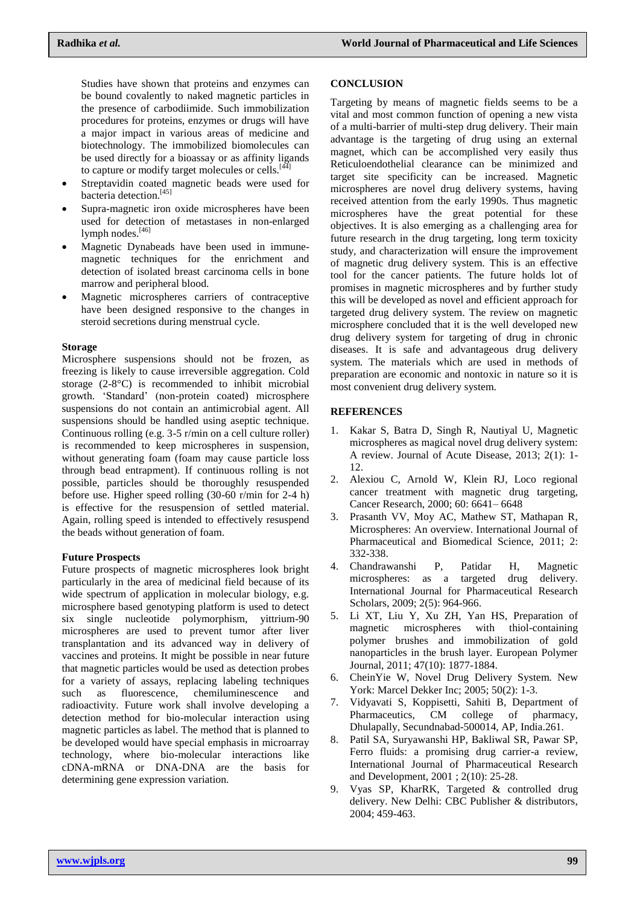Studies have shown that proteins and enzymes can be bound covalently to naked magnetic particles in the presence of carbodiimide. Such immobilization procedures for proteins, enzymes or drugs will have a major impact in various areas of medicine and biotechnology. The immobilized biomolecules can be used directly for a bioassay or as affinity ligands to capture or modify target molecules or cells.[44]

- Streptavidin coated magnetic beads were used for bacteria detection.[45]
- Supra-magnetic iron oxide microspheres have been used for detection of metastases in non-enlarged lymph nodes.[46]
- Magnetic Dynabeads have been used in immune-magnetic techniques for the enrichment and detection of isolated breast carcinoma cells in bone marrow and peripheral blood.
- Magnetic microspheres carriers of contraceptive have been designed responsive to the changes in steroid secretions during menstrual cycle.

### Storage

Microsphere suspensions should not be frozen, as freezing is likely to cause irreversible aggregation. Cold storage (2-8°C) is recommended to inhibit microbial growth. 'Standard' (non-protein coated) microsphere suspensions do not contain an antimicrobial agent. All suspensions should be handled using aseptic technique. Continuous rolling (e.g. 3-5 r/min on a cell culture roller) is recommended to keep microspheres in suspension, without generating foam (foam may cause particle loss through bead entrapment). If continuous rolling is not possible, particles should be thoroughly resuspended before use. Higher speed rolling (30-60 r/min for 2-4 h) is effective for the resuspension of settled material. Again, rolling speed is intended to effectively resuspend the beads without generation of foam.

### Future Prospects

Future prospects of magnetic microspheres look bright particularly in the area of medicinal field because of its wide spectrum of application in molecular biology, e.g. microsphere based genotyping platform is used to detect six single nucleotide polymorphism, yittrium-90 microspheres are used to prevent tumor after liver transplantation and its advanced way in delivery of vaccines and proteins. It might be possible in near future that magnetic particles would be used as detection probes for a variety of assays, replacing labeling techniques such as fluorescence, chemiluminescence and radioactivity. Future work shall involve developing a detection method for bio-molecular interaction using magnetic particles as label. The method that is planned to be developed would have special emphasis in microarray technology, where bio-molecular interactions like cDNA-mRNA or DNA-DNA are the basis for determining gene expression variation.

## CONCLUSION

Targeting by means of magnetic fields seems to be a vital and most common function of opening a new vista of a multi-barrier of multi-step drug delivery. Their main advantage is the targeting of drug using an external magnet, which can be accomplished very easily thus Reticuloendothelial clearance can be minimized and target site specificity can be increased. Magnetic microspheres are novel drug delivery systems, having received attention from the early 1990s. Thus magnetic microspheres have the great potential for these objectives. It is also emerging as a challenging area for future research in the drug targeting, long term toxicity study, and characterization will ensure the improvement of magnetic drug delivery system. This is an effective tool for the cancer patients. The future holds lot of promises in magnetic microspheres and by further study this will be developed as novel and efficient approach for targeted drug delivery system. The review on magnetic microsphere concluded that it is the well developed new drug delivery system for targeting of drug in chronic diseases. It is safe and advantageous drug delivery system. The materials which are used in methods of preparation are economic and nontoxic in nature so it is most convenient drug delivery system.

## REFERENCES

1. Kakar S, Batra D, Singh R, Nautiyal U, Magnetic microspheres as magical novel drug delivery system: A review. Journal of Acute Disease, 2013; 2(1): 1-12.
2. Alexiou C, Arnold W, Klein RJ, Loco regional cancer treatment with magnetic drug targeting, Cancer Research, 2000; 60: 6641– 6648
3. Prasanth VV, Moy AC, Mathew ST, Mathapan R, Microspheres: An overview. International Journal of Pharmaceutical and Biomedical Science, 2011; 2: 332-338.
4. Chandrawanshi P, Patidar H, Magnetic microspheres: as a targeted drug delivery. International Journal for Pharmaceutical Research Scholars, 2009; 2(5): 964-966.
5. Li XT, Liu Y, Xu ZH, Yan HS, Preparation of magnetic microspheres with thiol-containing polymer brushes and immobilization of gold nanoparticles in the brush layer. European Polymer Journal, 2011; 47(10): 1877-1884.
6. CheinYie W, Novel Drug Delivery System. New York: Marcel Dekker Inc; 2005; 50(2): 1-3.
7. Vidyavati S, Koppisetti, Sahiti B, Department of Pharmaceutics, CM college of pharmacy, Dhulapally, Secundnabad-500014, AP, India.261.
8. Patil SA, Suryawanshi HP, Bakliwal SR, Pawar SP, Ferro fluids: a promising drug carrier-a review, International Journal of Pharmaceutical Research and Development, 2001 ; 2(10): 25-28.
9. Vyas SP, KharRK, Targeted & controlled drug delivery. New Delhi: CBC Publisher & distributors, 2004; 459-463.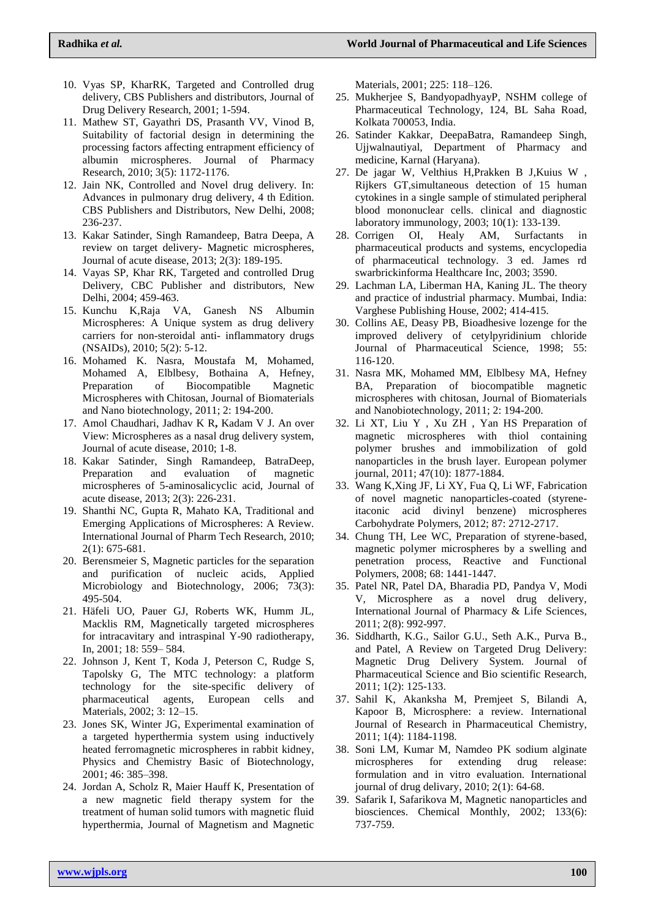10. Vyas SP, KharRK, Targeted and Controlled drug delivery, CBS Publishers and distributors, Journal of Drug Delivery Research, 2001; 1-594.
11. Mathew ST, Gayathri DS, Prasanth VV, Vinod B, Suitability of factorial design in determining the processing factors affecting entrapment efficiency of albumin microspheres. Journal of Pharmacy Research, 2010; 3(5): 1172-1176.
12. Jain NK, Controlled and Novel drug delivery. In: Advances in pulmonary drug delivery, 4 th Edition. CBS Publishers and Distributors, New Delhi, 2008; 236-237.
13. Kakar Satinder, Singh Ramandeep, Batra Deepa, A review on target delivery- Magnetic microspheres, Journal of acute disease, 2013; 2(3): 189-195.
14. Vayas SP, Khar RK, Targeted and controlled Drug Delivery, CBC Publisher and distributors, New Delhi, 2004; 459-463.
15. Kunchu K,Raja VA, Ganesh NS Albumin Microspheres: A Unique system as drug delivery carriers for non-steroidal anti- inflammatory drugs (NSAIDs), 2010; 5(2): 5-12.
16. Mohamed K. Nasra, Moustafa M, Mohamed, Mohamed A, Elblbesy, Bothaina A, Hefney, Preparation of Biocompatible Magnetic Microspheres with Chitosan, Journal of Biomaterials and Nano biotechnology, 2011; 2: 194-200.
17. Amol Chaudhari, Jadhav K R**,** Kadam V J. An over View: Microspheres as a nasal drug delivery system, Journal of acute disease, 2010; 1-8.
18. Kakar Satinder, Singh Ramandeep, BatraDeep, Preparation and evaluation of magnetic microspheres of 5-aminosalicyclic acid, Journal of acute disease, 2013; 2(3): 226-231.
19. Shanthi NC, Gupta R, Mahato KA, Traditional and Emerging Applications of Microspheres: A Review. International Journal of Pharm Tech Research, 2010; 2(1): 675-681.
20. Berensmeier S, Magnetic particles for the separation and purification of nucleic acids, Applied Microbiology and Biotechnology, 2006; 73(3): 495-504.
21. Häfeli UO, Pauer GJ, Roberts WK, Humm JL, Macklis RM, Magnetically targeted microspheres for intracavitary and intraspinal Y-90 radiotherapy, In, 2001; 18: 559– 584.
22. Johnson J, Kent T, Koda J, Peterson C, Rudge S, Tapolsky G, The MTC technology: a platform technology for the site-specific delivery of pharmaceutical agents, European cells and Materials, 2002; 3: 12–15.
23. Jones SK, Winter JG, Experimental examination of a targeted hyperthermia system using inductively heated ferromagnetic microspheres in rabbit kidney, Physics and Chemistry Basic of Biotechnology, 2001; 46: 385–398.
24. Jordan A, Scholz R, Maier Hauff K, Presentation of a new magnetic field therapy system for the treatment of human solid tumors with magnetic fluid hyperthermia, Journal of Magnetism and Magnetic Materials, 2001; 225: 118–126.
25. Mukherjee S, BandyopadhyayP, NSHM college of Pharmaceutical Technology, 124, BL Saha Road, Kolkata 700053, India.
26. Satinder Kakkar, DeepaBatra, Ramandeep Singh, Ujjwalnautiyal, Department of Pharmacy and medicine, Karnal (Haryana).
27. De jagar W, Velthius H,Prakken B J,Kuius W , Rijkers GT,simultaneous detection of 15 human cytokines in a single sample of stimulated peripheral blood mononuclear cells. clinical and diagnostic laboratory immunology, 2003; 10(1): 133-139.
28. Corrigen OI, Healy AM, Surfactants in pharmaceutical products and systems, encyclopedia of pharmaceutical technology. 3 ed. James rd swarbrickinforma Healthcare Inc, 2003; 3590.
29. Lachman LA, Liberman HA, Kaning JL. The theory and practice of industrial pharmacy. Mumbai, India: Varghese Publishing House, 2002; 414-415.
30. Collins AE, Deasy PB, Bioadhesive lozenge for the improved delivery of cetylpyridinium chloride Journal of Pharmaceutical Science, 1998; 55: 116-120.
31. Nasra MK, Mohamed MM, Elblbesy MA, Hefney BA, Preparation of biocompatible magnetic microspheres with chitosan, Journal of Biomaterials and Nanobiotechnology, 2011; 2: 194-200.
32. Li XT, Liu Y , Xu ZH , Yan HS Preparation of magnetic microspheres with thiol containing polymer brushes and immobilization of gold nanoparticles in the brush layer. European polymer journal, 2011; 47(10): 1877-1884.
33. Wang K,Xing JF, Li XY, Fua Q, Li WF, Fabrication of novel magnetic nanoparticles-coated (styrene-itaconic acid divinyl benzene) microspheres Carbohydrate Polymers, 2012; 87: 2712-2717.
34. Chung TH, Lee WC, Preparation of styrene-based, magnetic polymer microspheres by a swelling and penetration process, Reactive and Functional Polymers, 2008; 68: 1441-1447.
35. Patel NR, Patel DA, Bharadia PD, Pandya V, Modi V, Microsphere as a novel drug delivery, International Journal of Pharmacy & Life Sciences, 2011; 2(8): 992-997.
36. Siddharth, K.G., Sailor G.U., Seth A.K., Purva B., and Patel, A Review on Targeted Drug Delivery: Magnetic Drug Delivery System. Journal of Pharmaceutical Science and Bio scientific Research, 2011; 1(2): 125-133.
37. Sahil K, Akanksha M, Premjeet S, Bilandi A, Kapoor B, Microsphere: a review. International Journal of Research in Pharmaceutical Chemistry, 2011; 1(4): 1184-1198.
38. Soni LM, Kumar M, Namdeo PK sodium alginate microspheres for extending drug release: formulation and in vitro evaluation. International journal of drug delivary, 2010; 2(1): 64-68.
39. Safarik I, Safarikova M, Magnetic nanoparticles and biosciences. Chemical Monthly, 2002; 133(6): 737-759.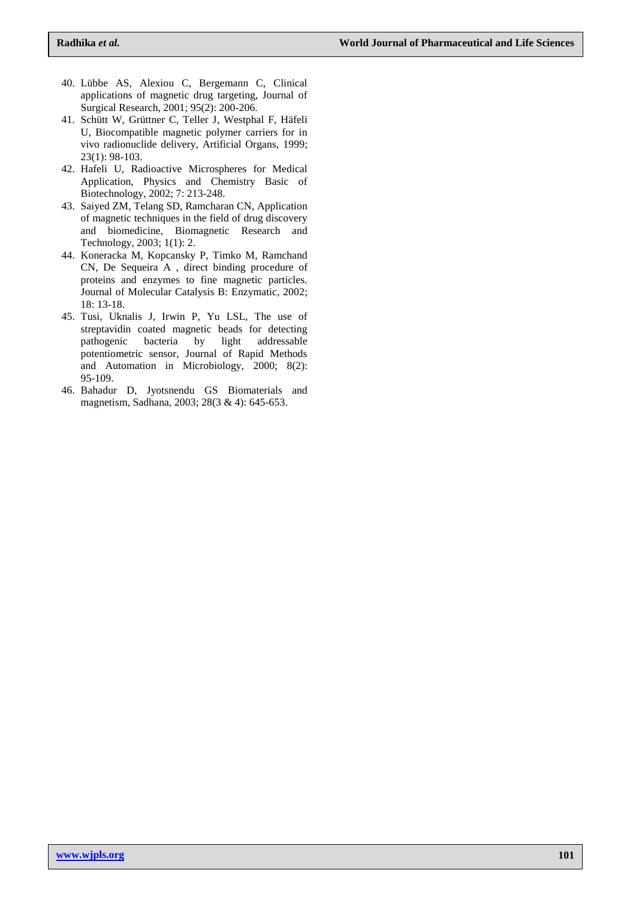40. Lübbe AS, Alexiou C, Bergemann C, Clinical applications of magnetic drug targeting, Journal of Surgical Research, 2001; 95(2): 200-206.
41. Schütt W, Grüttner C, Teller J, Westphal F, Häfeli U, Biocompatible magnetic polymer carriers for in vivo radionuclide delivery, Artificial Organs, 1999; 23(1): 98-103.
42. Hafeli U, Radioactive Microspheres for Medical Application, Physics and Chemistry Basic of Biotechnology, 2002; 7: 213-248.
43. Saiyed ZM, Telang SD, Ramcharan CN, Application of magnetic techniques in the field of drug discovery and biomedicine, Biomagnetic Research and Technology, 2003; 1(1): 2.
44. Koneracka M, Kopcansky P, Timko M, Ramchand CN, De Sequeira A , direct binding procedure of proteins and enzymes to fine magnetic particles. Journal of Molecular Catalysis B: Enzymatic, 2002; 18: 13-18.
45. Tusi, Uknalis J, Irwin P, Yu LSL, The use of streptavidin coated magnetic beads for detecting pathogenic bacteria by light addressable potentiometric sensor, Journal of Rapid Methods and Automation in Microbiology, 2000; 8(2): 95-109.
46. Bahadur D, Jyotsnendu GS Biomaterials and magnetism, Sadhana, 2003; 28(3 & 4): 645-653.